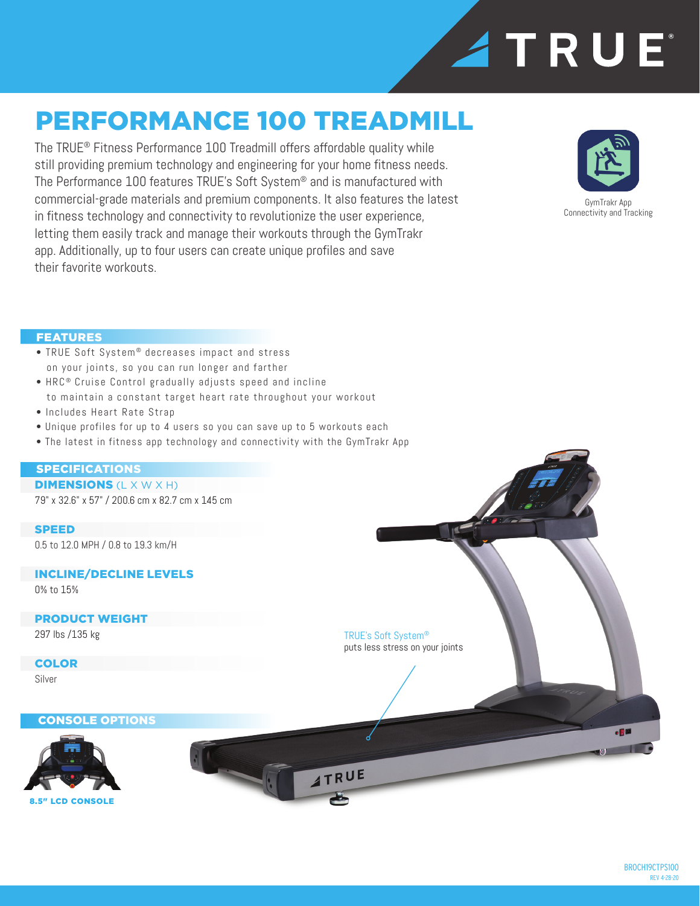# PERFORMANCE 100 TREADMILL

The TRUE® Fitness Performance 100 Treadmill offers affordable quality while still providing premium technology and engineering for your home fitness needs. The Performance 100 features TRUE's Soft System® and is manufactured with commercial-grade materials and premium components. It also features the latest in fitness technology and connectivity to revolutionize the user experience, letting them easily track and manage their workouts through the GymTrakr app. Additionally, up to four users can create unique profiles and save their favorite workouts.

GymTrakr App
Connectivity and Tracking

## FEATURES

- TRUE Soft System® decreases impact and stress on your joints, so you can run longer and farther
- HRC® Cruise Control gradually adjusts speed and incline to maintain a constant target heart rate throughout your workout
- Includes Heart Rate Strap
- Unique profiles for up to 4 users so you can save up to 5 workouts each
- The latest in fitness app technology and connectivity with the GymTrakr App

## SPECIFICATIONS

### DIMENSIONS (L X W X H)

79" x 32.6" x 57" / 200.6 cm x 82.7 cm x 145 cm

### SPEED

0.5 to 12.0 MPH / 0.8 to 19.3 km/H

### INCLINE/DECLINE LEVELS

0% to 15%

### PRODUCT WEIGHT

297 lbs /135 kg

### COLOR

Silver

TRUE's Soft System® puts less stress on your joints

## CONSOLE OPTIONS

**8.5" LCD CONSOLE**

BROCH19CTPS100
REV 4-28-20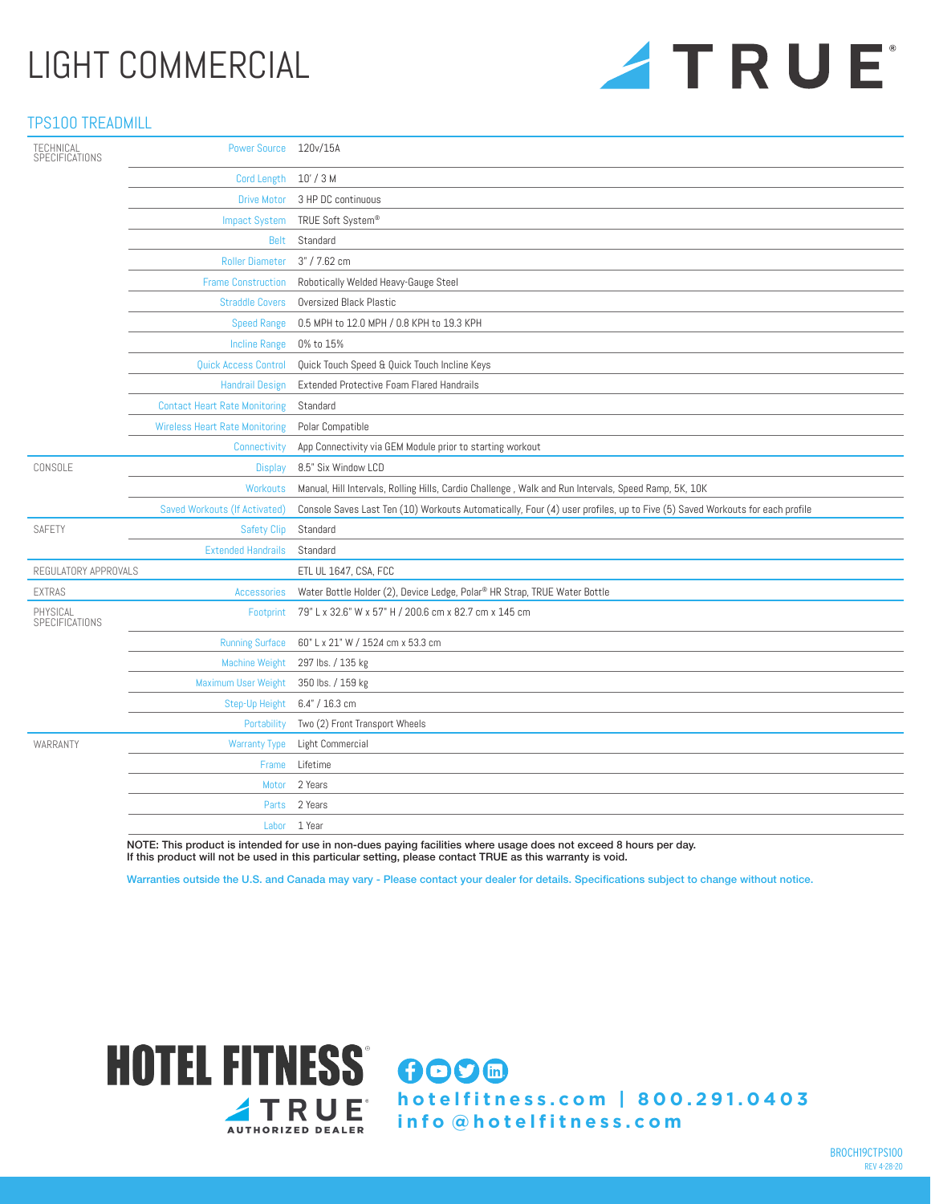# LIGHT COMMERCIAL

TRUE®

## TPS100 TREADMILL

| | | |
|---|---|---|
| TECHNICAL SPECIFICATIONS | Power Source | 120v/15A |
| | Cord Length | 10' / 3 M |
| | Drive Motor | 3 HP DC continuous |
| | Impact System | TRUE Soft System® |
| | Belt | Standard |
| | Roller Diameter | 3" / 7.62 cm |
| | Frame Construction | Robotically Welded Heavy-Gauge Steel |
| | Straddle Covers | Oversized Black Plastic |
| | Speed Range | 0.5 MPH to 12.0 MPH / 0.8 KPH to 19.3 KPH |
| | Incline Range | 0% to 15% |
| | Quick Access Control | Quick Touch Speed & Quick Touch Incline Keys |
| | Handrail Design | Extended Protective Foam Flared Handrails |
| | Contact Heart Rate Monitoring | Standard |
| | Wireless Heart Rate Monitoring | Polar Compatible |
| | Connectivity | App Connectivity via GEM Module prior to starting workout |
| CONSOLE | Display | 8.5" Six Window LCD |
| | Workouts | Manual, Hill Intervals, Rolling Hills, Cardio Challenge , Walk and Run Intervals, Speed Ramp, 5K, 10K |
| | Saved Workouts (If Activated) | Console Saves Last Ten (10) Workouts Automatically, Four (4) user profiles, up to Five (5) Saved Workouts for each profile |
| SAFETY | Safety Clip | Standard |
| | Extended Handrails | Standard |
| REGULATORY APPROVALS | | ETL UL 1647, CSA, FCC |
| EXTRAS | Accessories | Water Bottle Holder (2), Device Ledge, Polar® HR Strap, TRUE Water Bottle |
| PHYSICAL SPECIFICATIONS | Footprint | 79" L x 32.6" W x 57" H / 200.6 cm x 82.7 cm x 145 cm |
| | Running Surface | 60" L x 21" W / 1524 cm x 53.3 cm |
| | Machine Weight | 297 lbs. / 135 kg |
| | Maximum User Weight | 350 lbs. / 159 kg |
| | Step-Up Height | 6.4" / 16.3 cm |
| | Portability | Two (2) Front Transport Wheels |
| WARRANTY | Warranty Type | Light Commercial |
| | Frame | Lifetime |
| | Motor | 2 Years |
| | Parts | 2 Years |
| | Labor | 1 Year |

**NOTE: This product is intended for use in non-dues paying facilities where usage does not exceed 8 hours per day. If this product will not be used in this particular setting, please contact TRUE as this warranty is void.**

Warranties outside the U.S. and Canada may vary - Please contact your dealer for details. Specifications subject to change without notice.

HOTEL FITNESS®
TRUE® AUTHORIZED DEALER

hotelfitness.com | 800.291.0403
info@hotelfitness.com

BROCH19CTPS100
REV 4-28-20